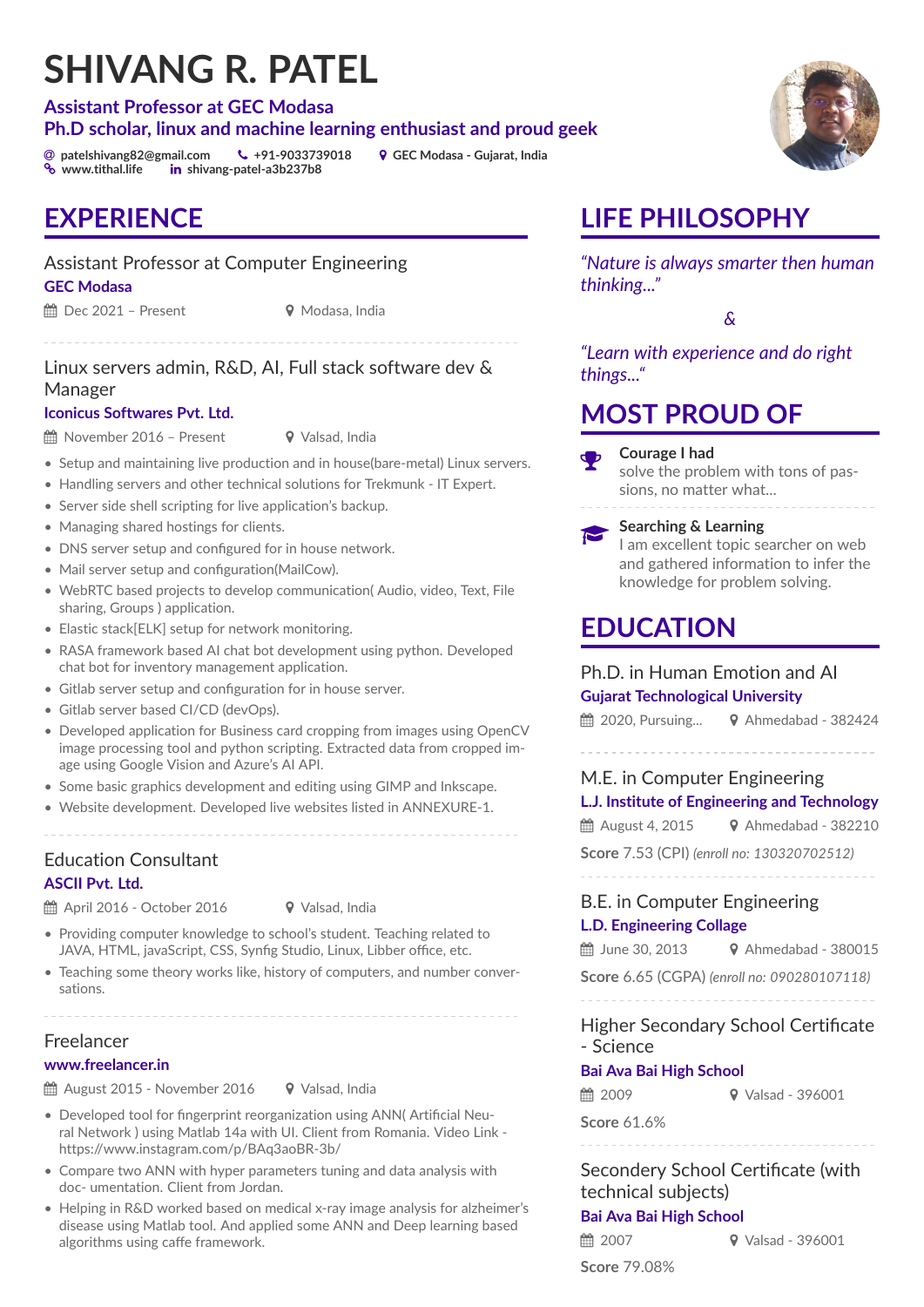# SHIVANG R. PATEL

**Assistant Professor at GEC Modasa**
**Ph.D scholar, linux and machine learning enthusiast and proud geek**

patelshivang82@gmail.com | +91-9033739018 | GEC Modasa - Gujarat, India
www.tithal.life | shivang-patel-a3b237b8

## EXPERIENCE

### Assistant Professor at Computer Engineering
**GEC Modasa**
Dec 2021 – Present | Modasa, India

### Linux servers admin, R&D, AI, Full stack software dev & Manager
**Iconicus Softwares Pvt. Ltd.**
November 2016 – Present | Valsad, India

- Setup and maintaining live production and in house(bare-metal) Linux servers.
- Handling servers and other technical solutions for Trekmunk - IT Expert.
- Server side shell scripting for live application's backup.
- Managing shared hostings for clients.
- DNS server setup and configured for in house network.
- Mail server setup and configuration(MailCow).
- WebRTC based projects to develop communication( Audio, video, Text, File sharing, Groups ) application.
- Elastic stack[ELK] setup for network monitoring.
- RASA framework based AI chat bot development using python. Developed chat bot for inventory management application.
- Gitlab server setup and configuration for in house server.
- Gitlab server based CI/CD (devOps).
- Developed application for Business card cropping from images using OpenCV image processing tool and python scripting. Extracted data from cropped image using Google Vision and Azure's AI API.
- Some basic graphics development and editing using GIMP and Inkscape.
- Website development. Developed live websites listed in ANNEXURE-1.

### Education Consultant
**ASCII Pvt. Ltd.**
April 2016 - October 2016 | Valsad, India

- Providing computer knowledge to school's student. Teaching related to JAVA, HTML, javaScript, CSS, Synfig Studio, Linux, Libber office, etc.
- Teaching some theory works like, history of computers, and number conversations.

### Freelancer
**www.freelancer.in**
August 2015 - November 2016 | Valsad, India

- Developed tool for fingerprint reorganization using ANN( Artificial Neural Network ) using Matlab 14a with UI. Client from Romania. Video Link - https://www.instagram.com/p/BAq3aoBR-3b/
- Compare two ANN with hyper parameters tuning and data analysis with doc- umentation. Client from Jordan.
- Helping in R&D worked based on medical x-ray image analysis for alzheimer's disease using Matlab tool. And applied some ANN and Deep learning based algorithms using caffe framework.

## LIFE PHILOSOPHY

*"Nature is always smarter then human thinking..."*

&

*"Learn with experience and do right things..."*

## MOST PROUD OF

**Courage I had**
solve the problem with tons of passions, no matter what...

**Searching & Learning**
I am excellent topic searcher on web and gathered information to infer the knowledge for problem solving.

## EDUCATION

### Ph.D. in Human Emotion and AI
**Gujarat Technological University**
2020, Pursuing... | Ahmedabad - 382424

### M.E. in Computer Engineering
**L.J. Institute of Engineering and Technology**
August 4, 2015 | Ahmedabad - 382210
**Score** 7.53 (CPI) *(enroll no: 130320702512)*

### B.E. in Computer Engineering
**L.D. Engineering Collage**
June 30, 2013 | Ahmedabad - 380015
**Score** 6.65 (CGPA) *(enroll no: 090280107118)*

### Higher Secondary School Certificate - Science
**Bai Ava Bai High School**
2009 | Valsad - 396001
**Score** 61.6%

### Secondery School Certificate (with technical subjects)
**Bai Ava Bai High School**
2007 | Valsad - 396001
**Score** 79.08%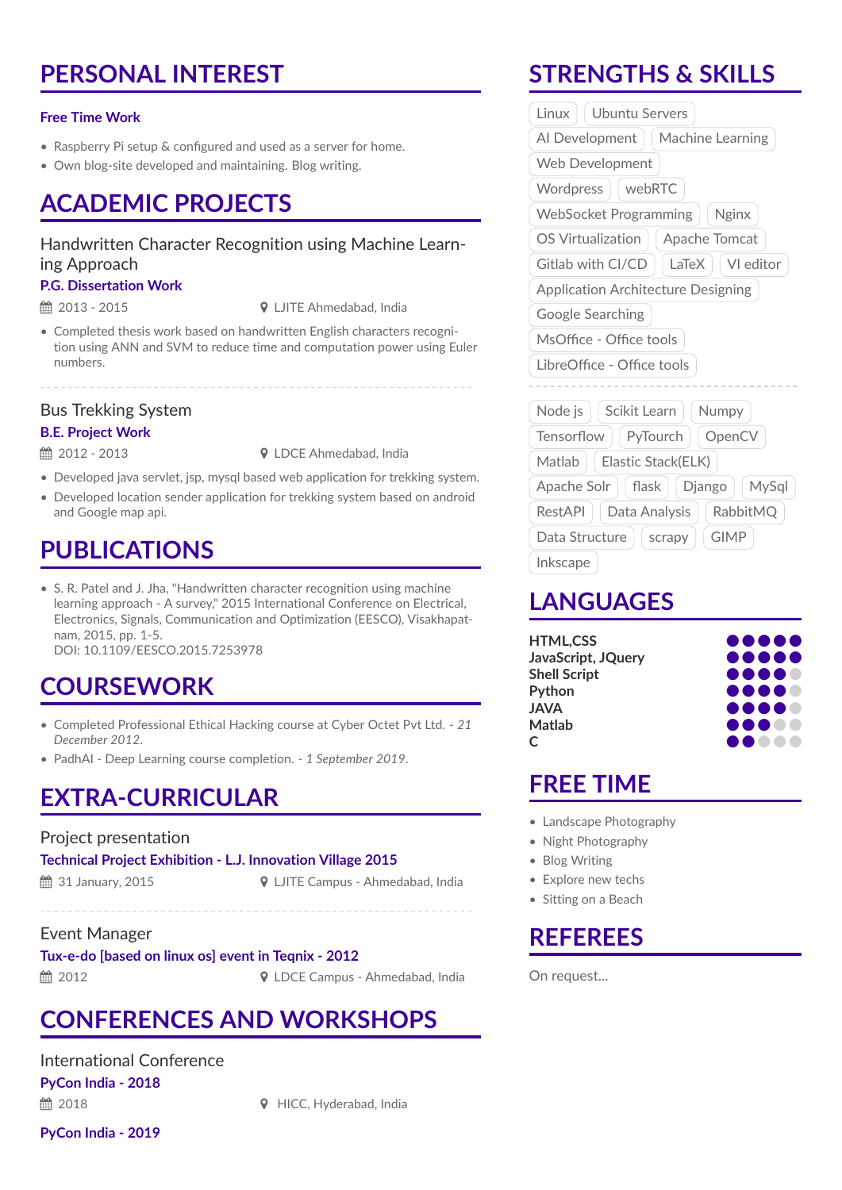## PERSONAL INTEREST

### Free Time Work

- Raspberry Pi setup & configured and used as a server for home.
- Own blog-site developed and maintaining. Blog writing.

## ACADEMIC PROJECTS

### Handwritten Character Recognition using Machine Learning Approach

**P.G. Dissertation Work**

2013 - 2015 | LJITE Ahmedabad, India

- Completed thesis work based on handwritten English characters recognition using ANN and SVM to reduce time and computation power using Euler numbers.

---

### Bus Trekking System

**B.E. Project Work**

2012 - 2013 | LDCE Ahmedabad, India

- Developed java servlet, jsp, mysql based web application for trekking system.
- Developed location sender application for trekking system based on android and Google map api.

## PUBLICATIONS

- S. R. Patel and J. Jha, "Handwritten character recognition using machine learning approach - A survey," 2015 International Conference on Electrical, Electronics, Signals, Communication and Optimization (EESCO), Visakhapatnam, 2015, pp. 1-5.
  DOI: 10.1109/EESCO.2015.7253978

## COURSEWORK

- Completed Professional Ethical Hacking course at Cyber Octet Pvt Ltd. - *21 December 2012*.
- PadhAI - Deep Learning course completion. - *1 September 2019*.

## EXTRA-CURRICULAR

### Project presentation

**Technical Project Exhibition - L.J. Innovation Village 2015**

31 January, 2015 | LJITE Campus - Ahmedabad, India

---

### Event Manager

**Tux-e-do [based on linux os] event in Teqnix - 2012**

2012 | LDCE Campus - Ahmedabad, India

## CONFERENCES AND WORKSHOPS

### International Conference

**PyCon India - 2018**

2018 | HICC, Hyderabad, India

**PyCon India - 2019**

## STRENGTHS & SKILLS

Linux | Ubuntu Servers | AI Development | Machine Learning | Web Development | Wordpress | webRTC | WebSocket Programming | Nginx | OS Virtualization | Apache Tomcat | Gitlab with CI/CD | LaTeX | VI editor | Application Architecture Designing | Google Searching | MsOffice - Office tools | LibreOffice - Office tools

---

Node js | Scikit Learn | Numpy | Tensorflow | PyTourch | OpenCV | Matlab | Elastic Stack(ELK) | Apache Solr | flask | Django | MySql | RestAPI | Data Analysis | RabbitMQ | Data Structure | scrapy | GIMP | Inkscape

## LANGUAGES

| Language | Level |
|---|---|
| **HTML,CSS** | ●●●●● |
| **JavaScript, JQuery** | ●●●●● |
| **Shell Script** | ●●●●○ |
| **Python** | ●●●●○ |
| **JAVA** | ●●●●○ |
| **Matlab** | ●●●○○ |
| **C** | ●●○○○ |

## FREE TIME

- Landscape Photography
- Night Photography
- Blog Writing
- Explore new techs
- Sitting on a Beach

## REFEREES

On request...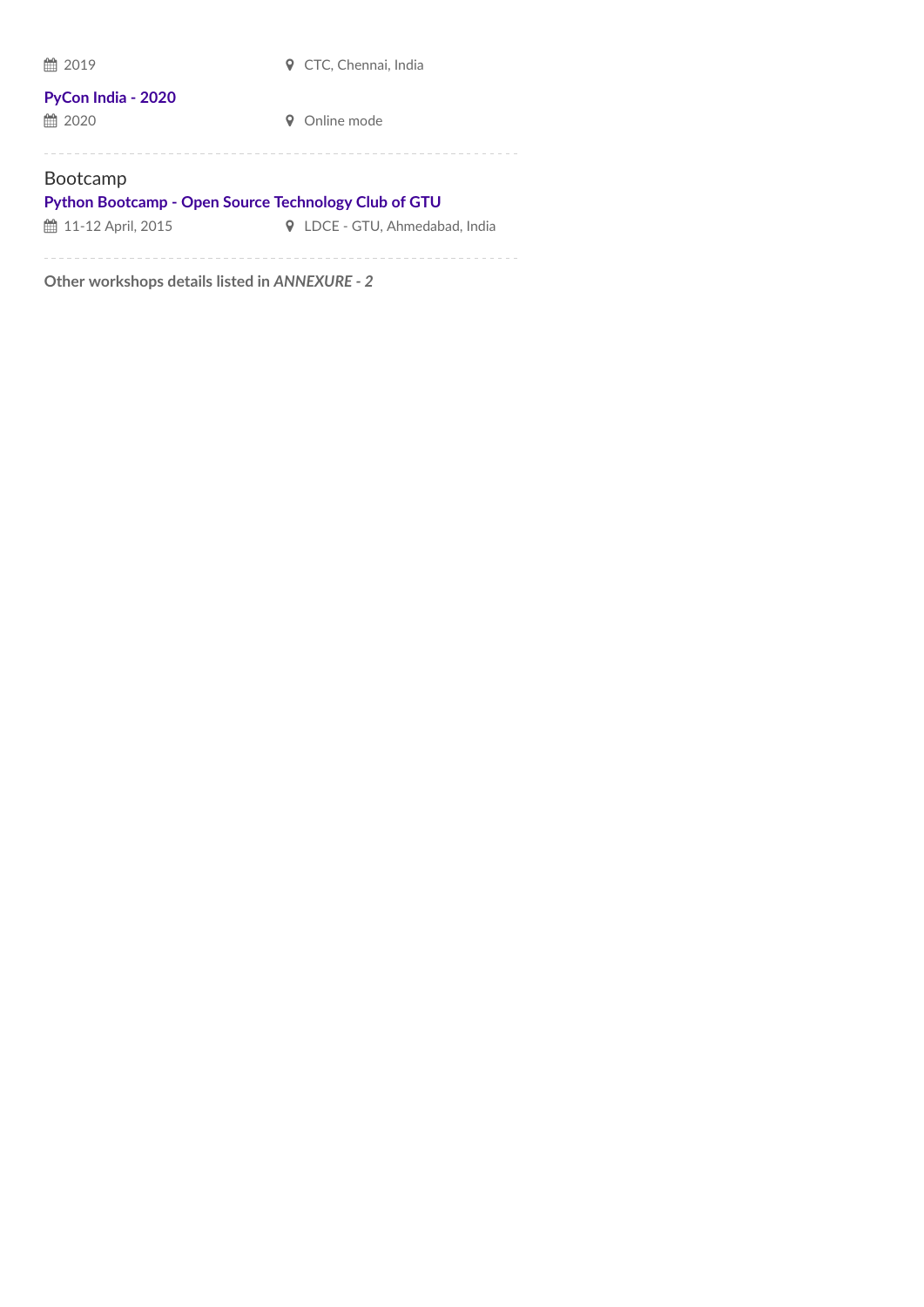2019 CTC, Chennai, India

**PyCon India - 2020**

2020 Online mode

---

## Bootcamp

**Python Bootcamp - Open Source Technology Club of GTU**

11-12 April, 2015 LDCE - GTU, Ahmedabad, India

---

**Other workshops details listed in *ANNEXURE - 2***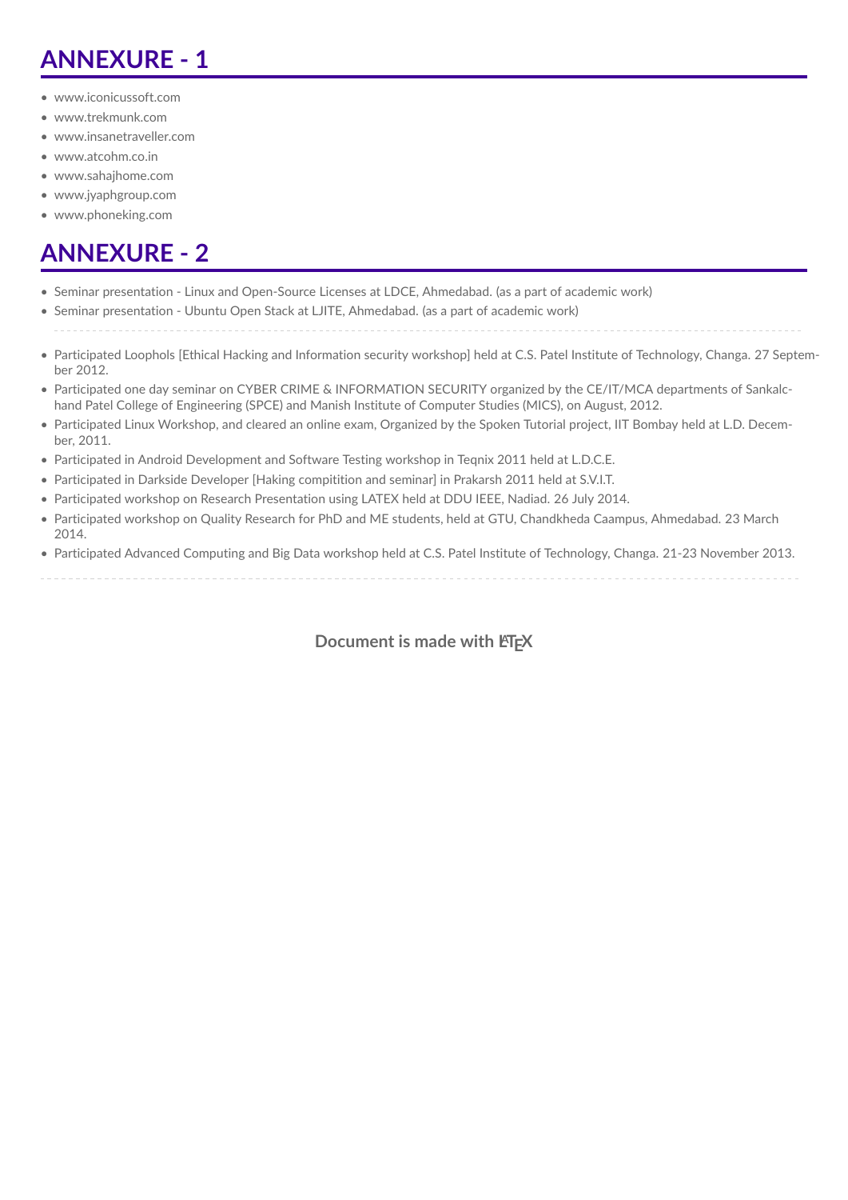## ANNEXURE - 1

- www.iconicussoft.com
- www.trekmunk.com
- www.insanetraveller.com
- www.atcohm.co.in
- www.sahajhome.com
- www.jyaphgroup.com
- www.phoneking.com

## ANNEXURE - 2

- Seminar presentation - Linux and Open-Source Licenses at LDCE, Ahmedabad. (as a part of academic work)
- Seminar presentation - Ubuntu Open Stack at LJITE, Ahmedabad. (as a part of academic work)

---

- Participated Loophols [Ethical Hacking and Information security workshop] held at C.S. Patel Institute of Technology, Changa. 27 September 2012.
- Participated one day seminar on CYBER CRIME & INFORMATION SECURITY organized by the CE/IT/MCA departments of Sankalchand Patel College of Engineering (SPCE) and Manish Institute of Computer Studies (MICS), on August, 2012.
- Participated Linux Workshop, and cleared an online exam, Organized by the Spoken Tutorial project, IIT Bombay held at L.D. December, 2011.
- Participated in Android Development and Software Testing workshop in Teqnix 2011 held at L.D.C.E.
- Participated in Darkside Developer [Haking compitition and seminar] in Prakarsh 2011 held at S.V.I.T.
- Participated workshop on Research Presentation using LATEX held at DDU IEEE, Nadiad. 26 July 2014.
- Participated workshop on Quality Research for PhD and ME students, held at GTU, Chandkheda Caampus, Ahmedabad. 23 March 2014.
- Participated Advanced Computing and Big Data workshop held at C.S. Patel Institute of Technology, Changa. 21-23 November 2013.

---

**Document is made with LaTeX**